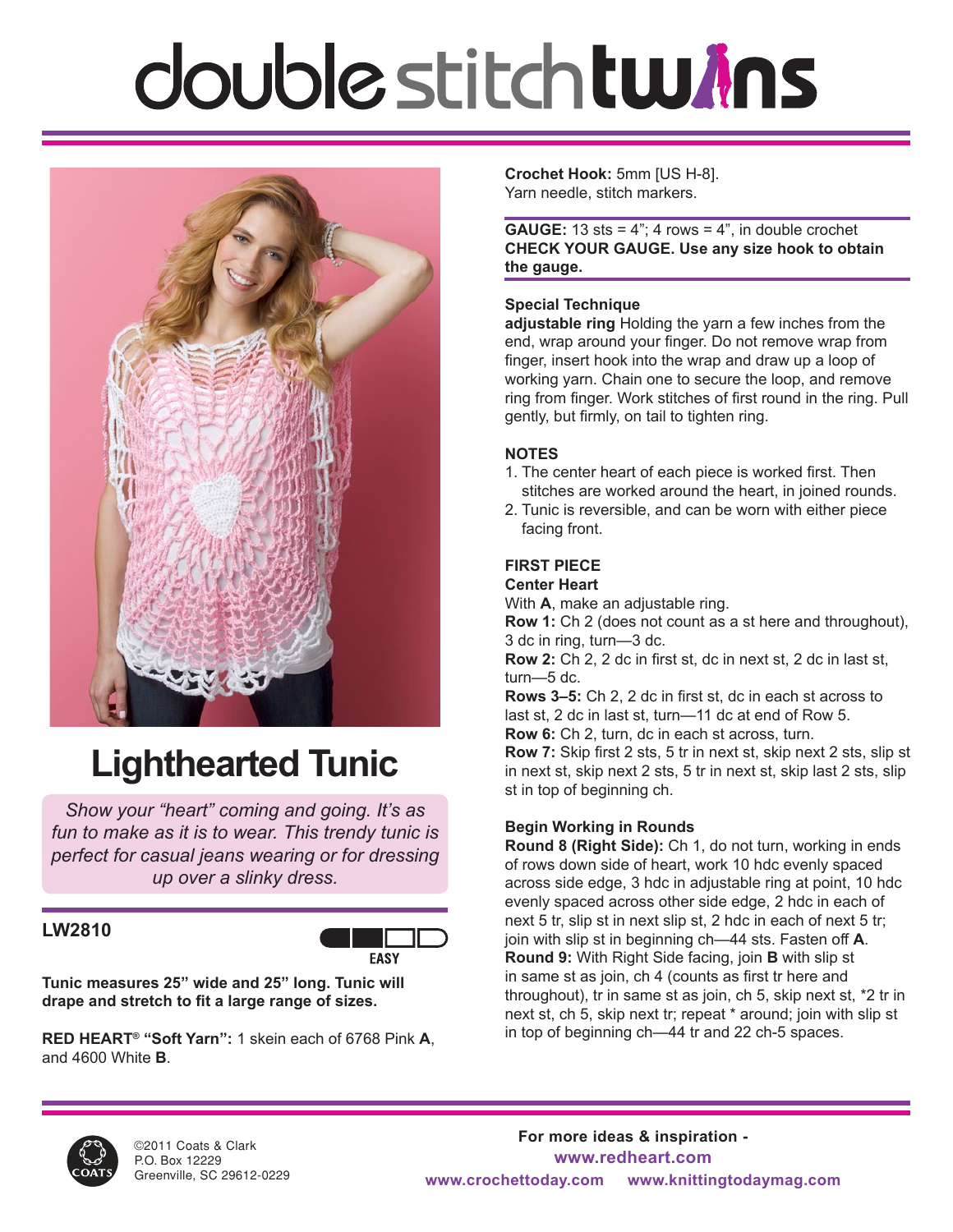# double stitch twins

## Lighthearted Tunic

*Show your "heart" coming and going. It's as fun to make as it is to wear. This trendy tunic is perfect for casual jeans wearing or for dressing up over a slinky dress.*

**LW2810**

EASY

**Tunic measures 25" wide and 25" long. Tunic will drape and stretch to fit a large range of sizes.**

**RED HEART® "Soft Yarn":** 1 skein each of 6768 Pink **A**, and 4600 White **B**.

**Crochet Hook:** 5mm [US H-8].
Yarn needle, stitch markers.

**GAUGE:** 13 sts = 4"; 4 rows = 4", in double crochet
**CHECK YOUR GAUGE. Use any size hook to obtain the gauge.**

**Special Technique**
**adjustable ring** Holding the yarn a few inches from the end, wrap around your finger. Do not remove wrap from finger, insert hook into the wrap and draw up a loop of working yarn. Chain one to secure the loop, and remove ring from finger. Work stitches of first round in the ring. Pull gently, but firmly, on tail to tighten ring.

**NOTES**

1. The center heart of each piece is worked first. Then stitches are worked around the heart, in joined rounds.
2. Tunic is reversible, and can be worn with either piece facing front.

**FIRST PIECE**
**Center Heart**
With **A**, make an adjustable ring.
**Row 1:** Ch 2 (does not count as a st here and throughout), 3 dc in ring, turn—3 dc.
**Row 2:** Ch 2, 2 dc in first st, dc in next st, 2 dc in last st, turn—5 dc.
**Rows 3–5:** Ch 2, 2 dc in first st, dc in each st across to last st, 2 dc in last st, turn—11 dc at end of Row 5.
**Row 6:** Ch 2, turn, dc in each st across, turn.
**Row 7:** Skip first 2 sts, 5 tr in next st, skip next 2 sts, slip st in next st, skip next 2 sts, 5 tr in next st, skip last 2 sts, slip st in top of beginning ch.

**Begin Working in Rounds**
**Round 8 (Right Side):** Ch 1, do not turn, working in ends of rows down side of heart, work 10 hdc evenly spaced across side edge, 3 hdc in adjustable ring at point, 10 hdc evenly spaced across other side edge, 2 hdc in each of next 5 tr, slip st in next slip st, 2 hdc in each of next 5 tr; join with slip st in beginning ch—44 sts. Fasten off **A**.
**Round 9:** With Right Side facing, join **B** with slip st in same st as join, ch 4 (counts as first tr here and throughout), tr in same st as join, ch 5, skip next st, *2 tr in next st, ch 5, skip next tr; repeat * around; join with slip st in top of beginning ch—44 tr and 22 ch-5 spaces.

©2011 Coats & Clark
P.O. Box 12229
Greenville, SC 29612-0229

For more ideas & inspiration -
www.redheart.com
www.crochettoday.com www.knittingtodaymag.com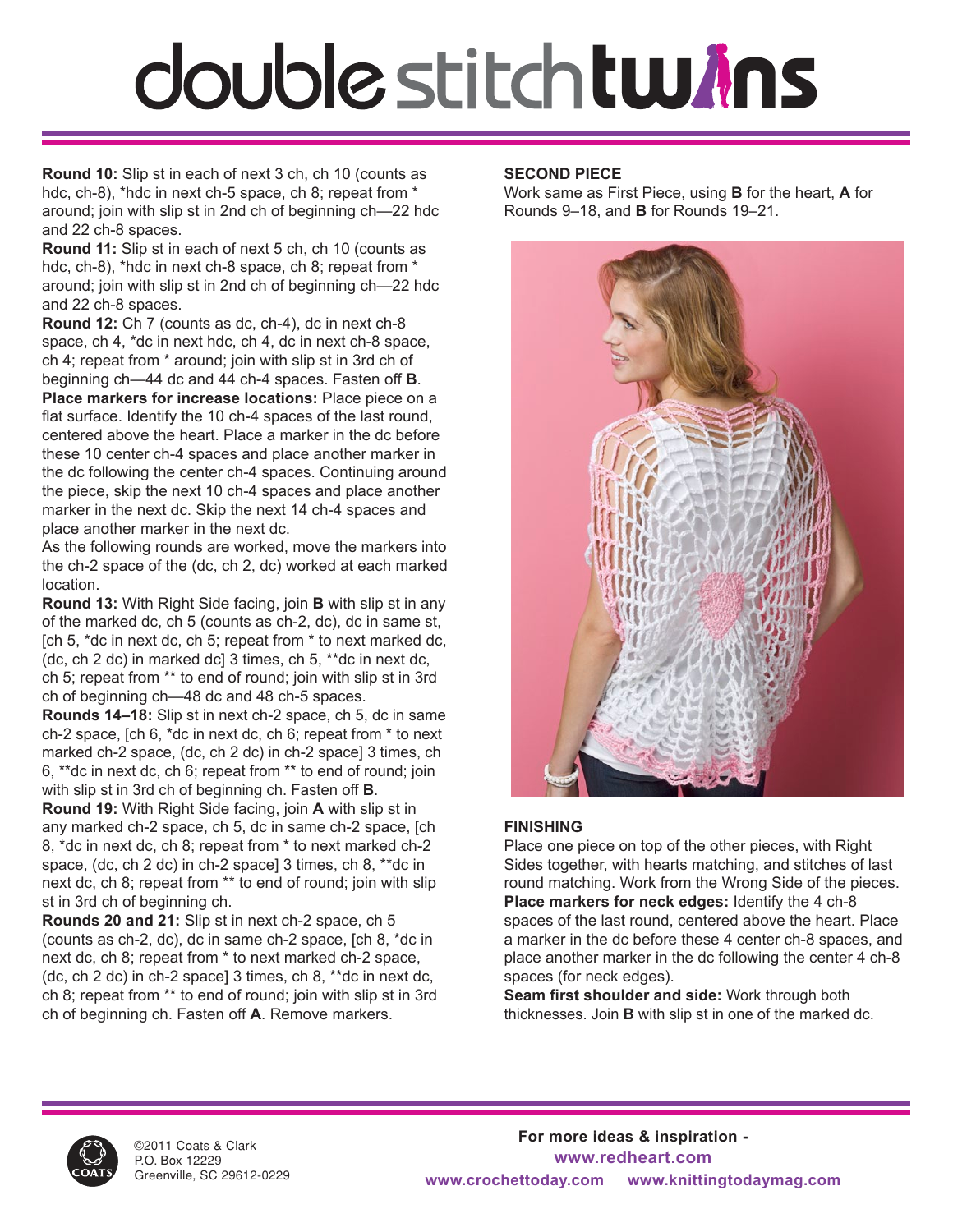**Round 10:** Slip st in each of next 3 ch, ch 10 (counts as hdc, ch-8), *hdc in next ch-5 space, ch 8; repeat from * around; join with slip st in 2nd ch of beginning ch—22 hdc and 22 ch-8 spaces.

**Round 11:** Slip st in each of next 5 ch, ch 10 (counts as hdc, ch-8), *hdc in next ch-8 space, ch 8; repeat from * around; join with slip st in 2nd ch of beginning ch—22 hdc and 22 ch-8 spaces.

**Round 12:** Ch 7 (counts as dc, ch-4), dc in next ch-8 space, ch 4, *dc in next hdc, ch 4, dc in next ch-8 space, ch 4; repeat from * around; join with slip st in 3rd ch of beginning ch—44 dc and 44 ch-4 spaces. Fasten off **B**.

**Place markers for increase locations:** Place piece on a flat surface. Identify the 10 ch-4 spaces of the last round, centered above the heart. Place a marker in the dc before these 10 center ch-4 spaces and place another marker in the dc following the center ch-4 spaces. Continuing around the piece, skip the next 10 ch-4 spaces and place another marker in the next dc. Skip the next 14 ch-4 spaces and place another marker in the next dc.

As the following rounds are worked, move the markers into the ch-2 space of the (dc, ch 2, dc) worked at each marked location.

**Round 13:** With Right Side facing, join **B** with slip st in any of the marked dc, ch 5 (counts as ch-2, dc), dc in same st, [ch 5, *dc in next dc, ch 5; repeat from * to next marked dc, (dc, ch 2 dc) in marked dc] 3 times, ch 5, **dc in next dc, ch 5; repeat from ** to end of round; join with slip st in 3rd ch of beginning ch—48 dc and 48 ch-5 spaces.

**Rounds 14–18:** Slip st in next ch-2 space, ch 5, dc in same ch-2 space, [ch 6, *dc in next dc, ch 6; repeat from * to next marked ch-2 space, (dc, ch 2 dc) in ch-2 space] 3 times, ch 6, **dc in next dc, ch 6; repeat from ** to end of round; join with slip st in 3rd ch of beginning ch. Fasten off **B**.

**Round 19:** With Right Side facing, join **A** with slip st in any marked ch-2 space, ch 5, dc in same ch-2 space, [ch 8, *dc in next dc, ch 8; repeat from * to next marked ch-2 space, (dc, ch 2 dc) in ch-2 space] 3 times, ch 8, **dc in next dc, ch 8; repeat from ** to end of round; join with slip st in 3rd ch of beginning ch.

**Rounds 20 and 21:** Slip st in next ch-2 space, ch 5 (counts as ch-2, dc), dc in same ch-2 space, [ch 8, *dc in next dc, ch 8; repeat from * to next marked ch-2 space, (dc, ch 2 dc) in ch-2 space] 3 times, ch 8, **dc in next dc, ch 8; repeat from ** to end of round; join with slip st in 3rd ch of beginning ch. Fasten off **A**. Remove markers.

## SECOND PIECE

Work same as First Piece, using **B** for the heart, **A** for Rounds 9–18, and **B** for Rounds 19–21.

## FINISHING

Place one piece on top of the other pieces, with Right Sides together, with hearts matching, and stitches of last round matching. Work from the Wrong Side of the pieces.

**Place markers for neck edges:** Identify the 4 ch-8 spaces of the last round, centered above the heart. Place a marker in the dc before these 4 center ch-8 spaces, and place another marker in the dc following the center 4 ch-8 spaces (for neck edges).

**Seam first shoulder and side:** Work through both thicknesses. Join **B** with slip st in one of the marked dc.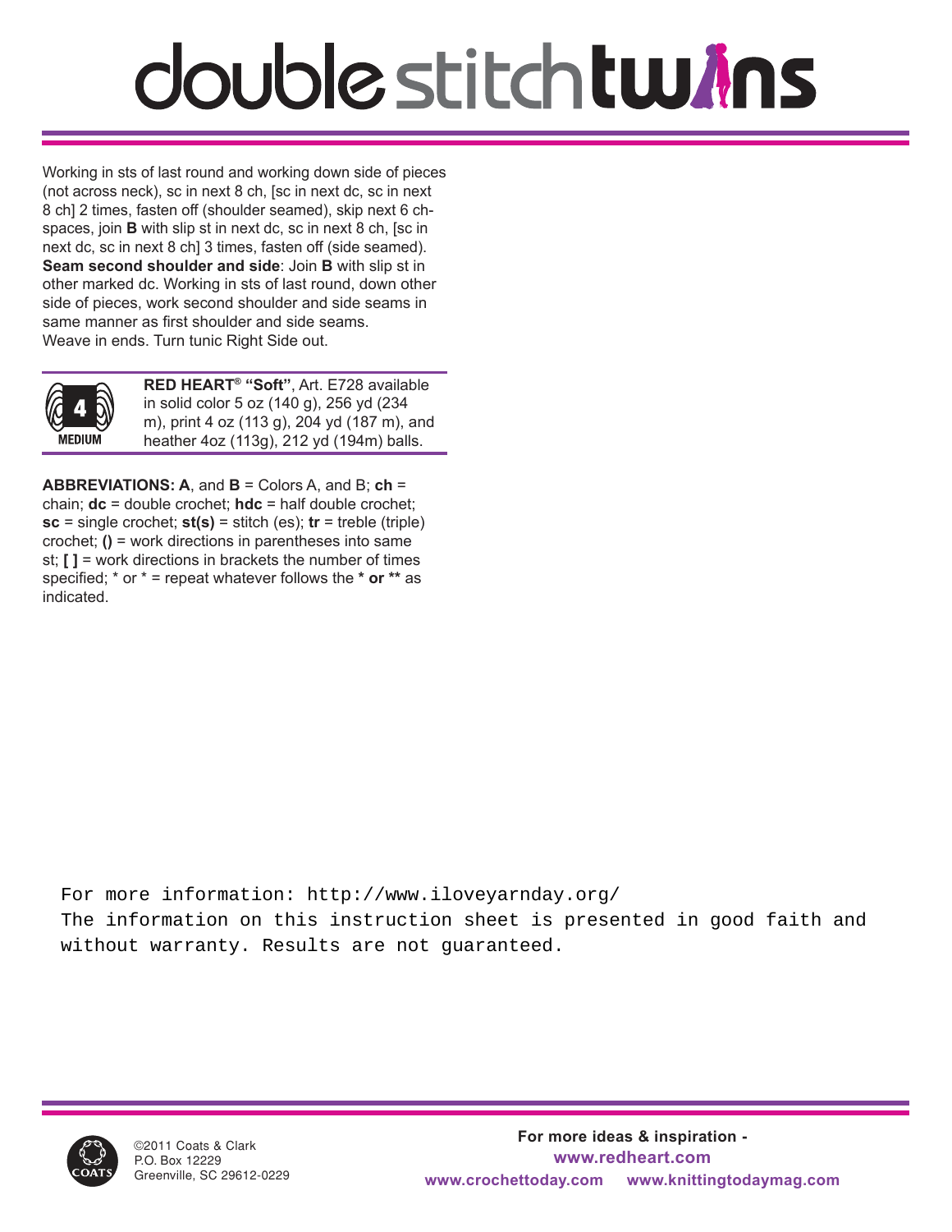Working in sts of last round and working down side of pieces (not across neck), sc in next 8 ch, [sc in next dc, sc in next 8 ch] 2 times, fasten off (shoulder seamed), skip next 6 ch-spaces, join **B** with slip st in next dc, sc in next 8 ch, [sc in next dc, sc in next 8 ch] 3 times, fasten off (side seamed).
**Seam second shoulder and side**: Join **B** with slip st in other marked dc. Working in sts of last round, down other side of pieces, work second shoulder and side seams in same manner as first shoulder and side seams.
Weave in ends. Turn tunic Right Side out.

4 MEDIUM

**RED HEART® "Soft"**, Art. E728 available in solid color 5 oz (140 g), 256 yd (234 m), print 4 oz (113 g), 204 yd (187 m), and heather 4oz (113g), 212 yd (194m) balls.

**ABBREVIATIONS: A**, and **B** = Colors A, and B; **ch** = chain; **dc** = double crochet; **hdc** = half double crochet; **sc** = single crochet; **st(s)** = stitch (es); **tr** = treble (triple) crochet; **()** = work directions in parentheses into same st; **[ ]** = work directions in brackets the number of times specified; * or * = repeat whatever follows the * **or** ** as indicated.

For more information: http://www.iloveyarnday.org/
The information on this instruction sheet is presented in good faith and without warranty. Results are not guaranteed.

©2011 Coats & Clark
P.O. Box 12229
Greenville, SC 29612-0229

**For more ideas & inspiration -**
**www.redheart.com**
**www.crochettoday.com** **www.knittingtodaymag.com**